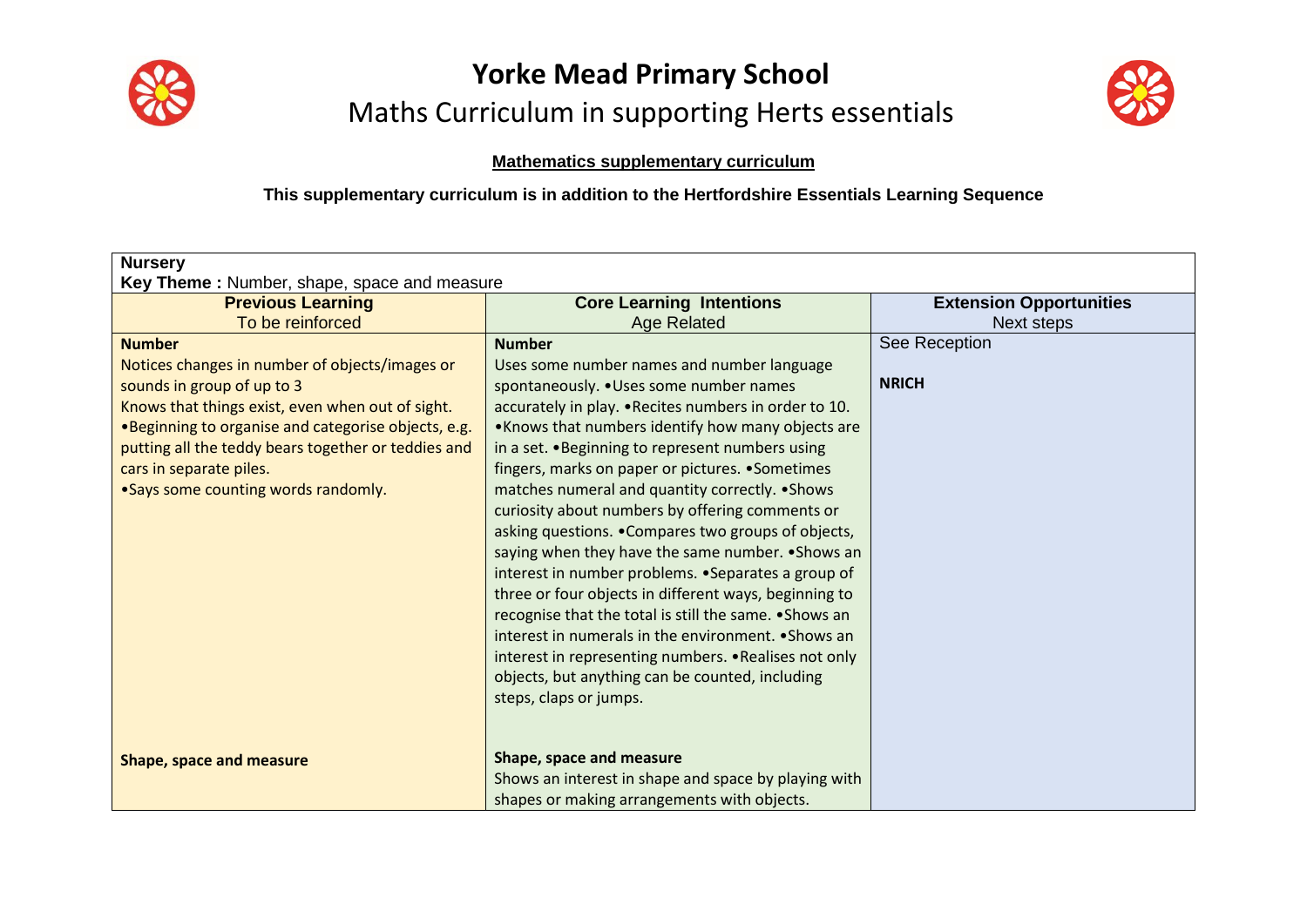# Yorke Mead Primary School

## Maths Curriculum in supporting Herts essentials

**Mathematics supplementary curriculum**

**This supplementary curriculum is in addition to the Hertfordshire Essentials Learning Sequence**

**Nursery**

**Key Theme :** Number, shape, space and measure

| **Previous Learning**<br>To be reinforced | **Core Learning Intentions**<br>Age Related | **Extension Opportunities**<br>Next steps |
|---|---|---|
| **Number**<br>Notices changes in number of objects/images or sounds in group of up to 3<br>Knows that things exist, even when out of sight.<br>•Beginning to organise and categorise objects, e.g. putting all the teddy bears together or teddies and cars in separate piles.<br>•Says some counting words randomly. | **Number**<br>Uses some number names and number language spontaneously. •Uses some number names accurately in play. •Recites numbers in order to 10. •Knows that numbers identify how many objects are in a set. •Beginning to represent numbers using fingers, marks on paper or pictures. •Sometimes matches numeral and quantity correctly. •Shows curiosity about numbers by offering comments or asking questions. •Compares two groups of objects, saying when they have the same number. •Shows an interest in number problems. •Separates a group of three or four objects in different ways, beginning to recognise that the total is still the same. •Shows an interest in numerals in the environment. •Shows an interest in representing numbers. •Realises not only objects, but anything can be counted, including steps, claps or jumps. | See Reception<br><br>**NRICH** |
| **Shape, space and measure** | **Shape, space and measure**<br>Shows an interest in shape and space by playing with shapes or making arrangements with objects. | |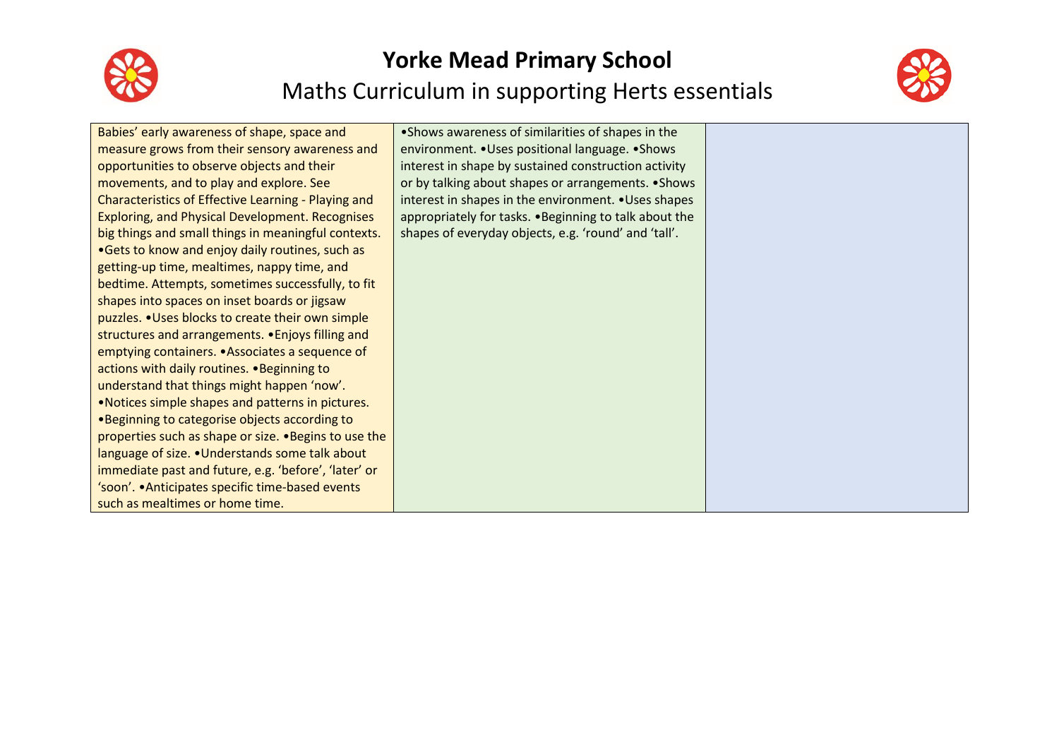# Yorke Mead Primary School

## Maths Curriculum in supporting Herts essentials

| | | |
|---|---|---|
| Babies' early awareness of shape, space and measure grows from their sensory awareness and opportunities to observe objects and their movements, and to play and explore. See Characteristics of Effective Learning - Playing and Exploring, and Physical Development. Recognises big things and small things in meaningful contexts. •Gets to know and enjoy daily routines, such as getting-up time, mealtimes, nappy time, and bedtime. Attempts, sometimes successfully, to fit shapes into spaces on inset boards or jigsaw puzzles. •Uses blocks to create their own simple structures and arrangements. •Enjoys filling and emptying containers. •Associates a sequence of actions with daily routines. •Beginning to understand that things might happen 'now'. •Notices simple shapes and patterns in pictures. •Beginning to categorise objects according to properties such as shape or size. •Begins to use the language of size. •Understands some talk about immediate past and future, e.g. 'before', 'later' or 'soon'. •Anticipates specific time-based events such as mealtimes or home time. | •Shows awareness of similarities of shapes in the environment. •Uses positional language. •Shows interest in shape by sustained construction activity or by talking about shapes or arrangements. •Shows interest in shapes in the environment. •Uses shapes appropriately for tasks. •Beginning to talk about the shapes of everyday objects, e.g. 'round' and 'tall'. | |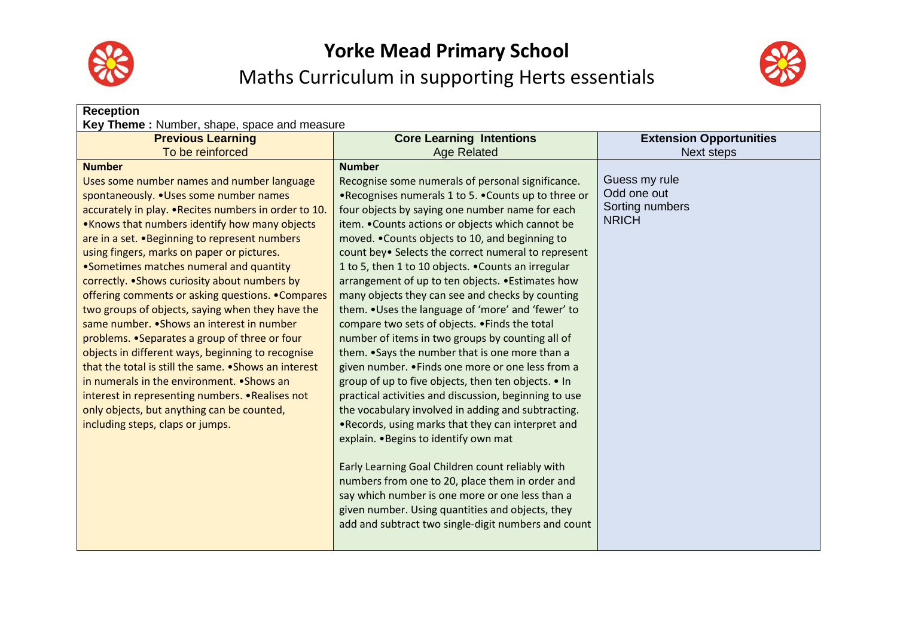# Yorke Mead Primary School

## Maths Curriculum in supporting Herts essentials

**Reception**
**Key Theme :** Number, shape, space and measure

| **Previous Learning**<br>To be reinforced | **Core Learning Intentions**<br>Age Related | **Extension Opportunities**<br>Next steps |
|---|---|---|
| **Number**<br>Uses some number names and number language spontaneously. •Uses some number names accurately in play. •Recites numbers in order to 10. •Knows that numbers identify how many objects are in a set. •Beginning to represent numbers using fingers, marks on paper or pictures. •Sometimes matches numeral and quantity correctly. •Shows curiosity about numbers by offering comments or asking questions. •Compares two groups of objects, saying when they have the same number. •Shows an interest in number problems. •Separates a group of three or four objects in different ways, beginning to recognise that the total is still the same. •Shows an interest in numerals in the environment. •Shows an interest in representing numbers. •Realises not only objects, but anything can be counted, including steps, claps or jumps. | **Number**<br>Recognise some numerals of personal significance. •Recognises numerals 1 to 5. •Counts up to three or four objects by saying one number name for each item. •Counts actions or objects which cannot be moved. •Counts objects to 10, and beginning to count bey• Selects the correct numeral to represent 1 to 5, then 1 to 10 objects. •Counts an irregular arrangement of up to ten objects. •Estimates how many objects they can see and checks by counting them. •Uses the language of 'more' and 'fewer' to compare two sets of objects. •Finds the total number of items in two groups by counting all of them. •Says the number that is one more than a given number. •Finds one more or one less from a group of up to five objects, then ten objects. • In practical activities and discussion, beginning to use the vocabulary involved in adding and subtracting. •Records, using marks that they can interpret and explain. •Begins to identify own mat<br><br>Early Learning Goal Children count reliably with numbers from one to 20, place them in order and say which number is one more or one less than a given number. Using quantities and objects, they add and subtract two single-digit numbers and count | Guess my rule<br>Odd one out<br>Sorting numbers<br>NRICH |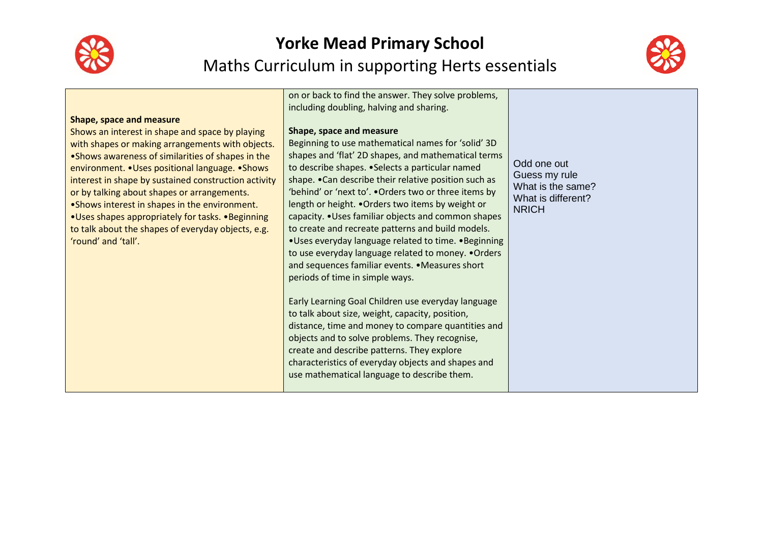# Yorke Mead Primary School

## Maths Curriculum in supporting Herts essentials

| | | |
|---|---|---|
| **Shape, space and measure**<br>Shows an interest in shape and space by playing with shapes or making arrangements with objects. •Shows awareness of similarities of shapes in the environment. •Uses positional language. •Shows interest in shape by sustained construction activity or by talking about shapes or arrangements. •Shows interest in shapes in the environment. •Uses shapes appropriately for tasks. •Beginning to talk about the shapes of everyday objects, e.g. 'round' and 'tall'. | on or back to find the answer. They solve problems, including doubling, halving and sharing.<br><br>**Shape, space and measure**<br>Beginning to use mathematical names for 'solid' 3D shapes and 'flat' 2D shapes, and mathematical terms to describe shapes. •Selects a particular named shape. •Can describe their relative position such as 'behind' or 'next to'. •Orders two or three items by length or height. •Orders two items by weight or capacity. •Uses familiar objects and common shapes to create and recreate patterns and build models. •Uses everyday language related to time. •Beginning to use everyday language related to money. •Orders and sequences familiar events. •Measures short periods of time in simple ways.<br><br>Early Learning Goal Children use everyday language to talk about size, weight, capacity, position, distance, time and money to compare quantities and objects and to solve problems. They recognise, create and describe patterns. They explore characteristics of everyday objects and shapes and use mathematical language to describe them. | Odd one out<br>Guess my rule<br>What is the same?<br>What is different?<br>NRICH |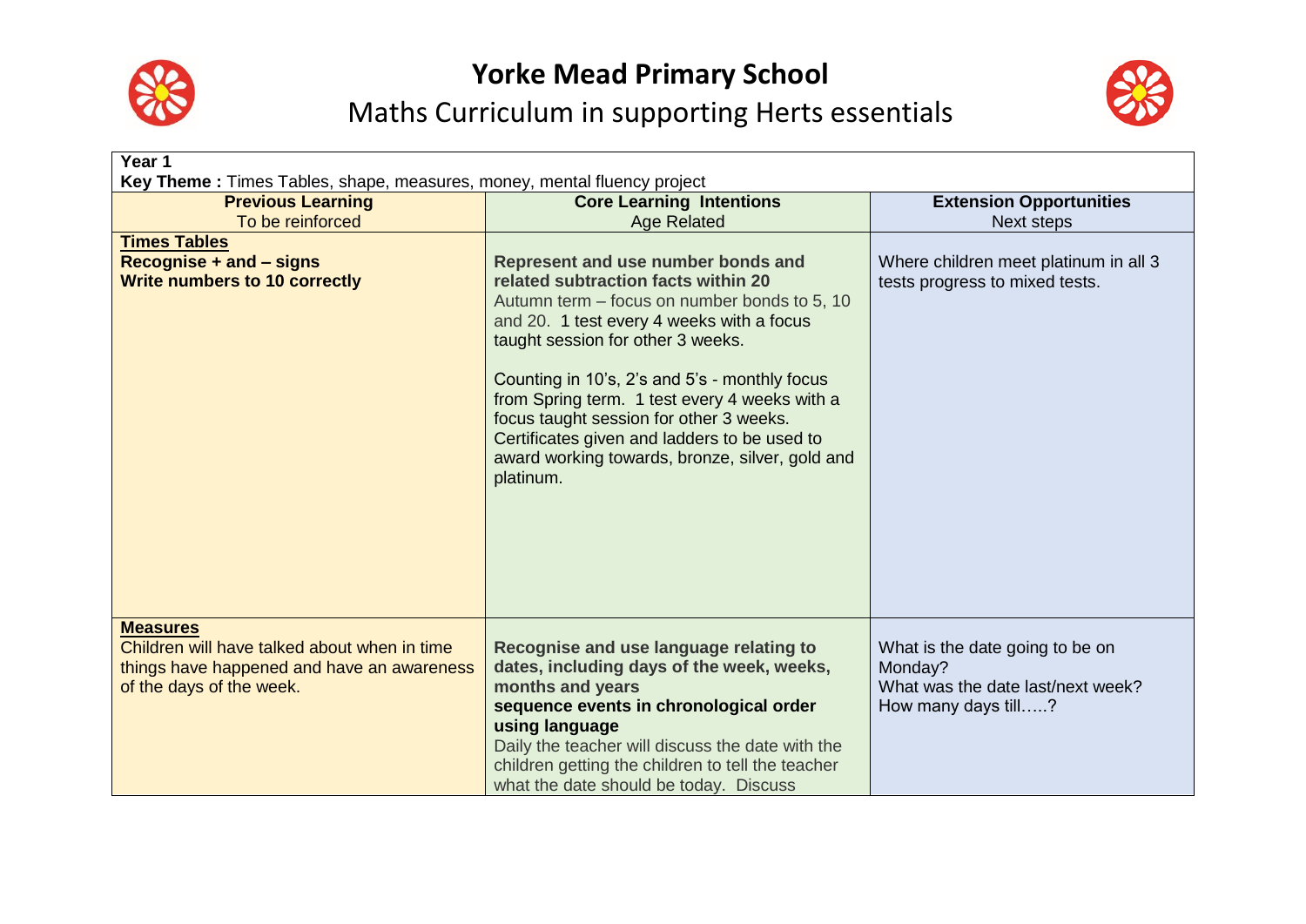# Yorke Mead Primary School

## Maths Curriculum in supporting Herts essentials

**Year 1**

**Key Theme :** Times Tables, shape, measures, money, mental fluency project

| **Previous Learning**<br>To be reinforced | **Core Learning Intentions**<br>Age Related | **Extension Opportunities**<br>Next steps |
|---|---|---|
| **Times Tables**<br>**Recognise + and – signs**<br>**Write numbers to 10 correctly** | **Represent and use number bonds and related subtraction facts within 20**<br>Autumn term – focus on number bonds to 5, 10 and 20. 1 test every 4 weeks with a focus taught session for other 3 weeks.<br><br>Counting in 10's, 2's and 5's - monthly focus from Spring term. 1 test every 4 weeks with a focus taught session for other 3 weeks. Certificates given and ladders to be used to award working towards, bronze, silver, gold and platinum. | Where children meet platinum in all 3 tests progress to mixed tests. |
| **Measures**<br>Children will have talked about when in time things have happened and have an awareness of the days of the week. | **Recognise and use language relating to dates, including days of the week, weeks, months and years**<br>**sequence events in chronological order using language**<br>Daily the teacher will discuss the date with the children getting the children to tell the teacher what the date should be today. Discuss | What is the date going to be on Monday?<br>What was the date last/next week?<br>How many days till…..? |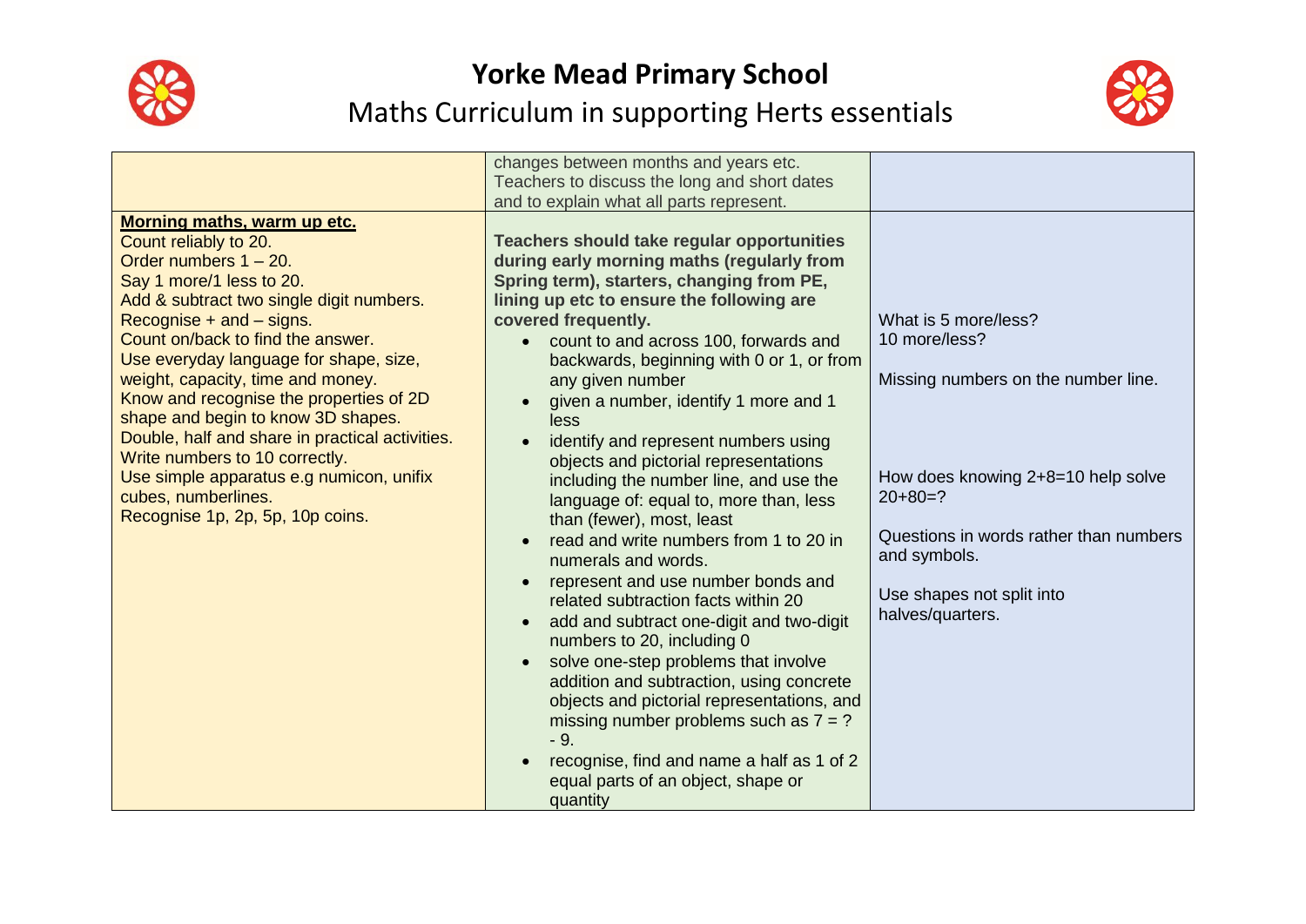# Yorke Mead Primary School

## Maths Curriculum in supporting Herts essentials

| | | |
|---|---|---|
| | changes between months and years etc. Teachers to discuss the long and short dates and to explain what all parts represent. | |
| **Morning maths, warm up etc.**<br>Count reliably to 20.<br>Order numbers 1 – 20.<br>Say 1 more/1 less to 20.<br>Add & subtract two single digit numbers.<br>Recognise + and – signs.<br>Count on/back to find the answer.<br>Use everyday language for shape, size, weight, capacity, time and money.<br>Know and recognise the properties of 2D shape and begin to know 3D shapes.<br>Double, half and share in practical activities.<br>Write numbers to 10 correctly.<br>Use simple apparatus e.g numicon, unifix cubes, numberlines.<br>Recognise 1p, 2p, 5p, 10p coins. | **Teachers should take regular opportunities during early morning maths (regularly from Spring term), starters, changing from PE, lining up etc to ensure the following are covered frequently.**<br>• count to and across 100, forwards and backwards, beginning with 0 or 1, or from any given number<br>• given a number, identify 1 more and 1 less<br>• identify and represent numbers using objects and pictorial representations including the number line, and use the language of: equal to, more than, less than (fewer), most, least<br>• read and write numbers from 1 to 20 in numerals and words.<br>• represent and use number bonds and related subtraction facts within 20<br>• add and subtract one-digit and two-digit numbers to 20, including 0<br>• solve one-step problems that involve addition and subtraction, using concrete objects and pictorial representations, and missing number problems such as 7 = ? - 9.<br>• recognise, find and name a half as 1 of 2 equal parts of an object, shape or quantity | What is 5 more/less?<br>10 more/less?<br><br>Missing numbers on the number line.<br><br>How does knowing 2+8=10 help solve 20+80=?<br><br>Questions in words rather than numbers and symbols.<br><br>Use shapes not split into halves/quarters. |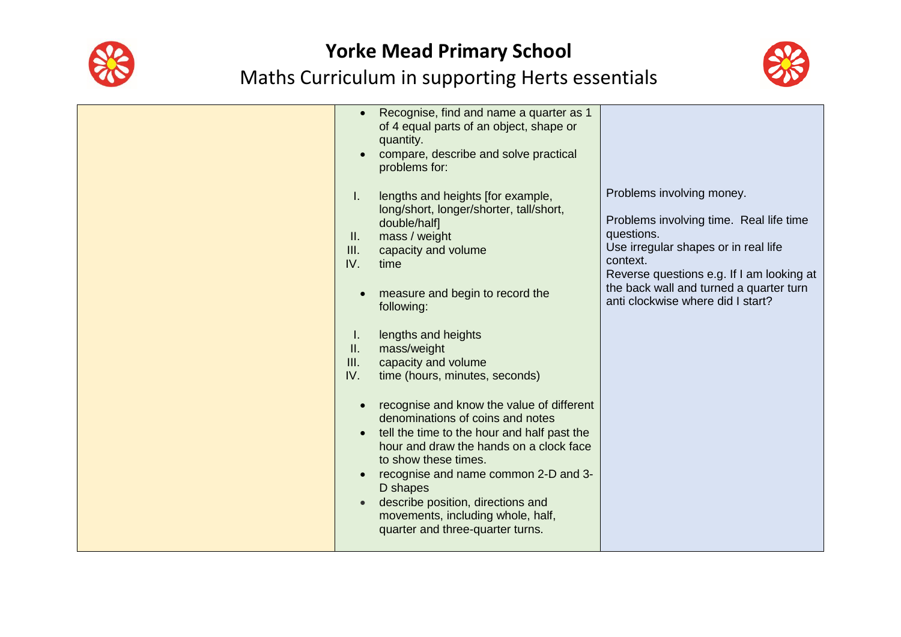# Yorke Mead Primary School

## Maths Curriculum in supporting Herts essentials

| | | |
|---|---|---|
| | • Recognise, find and name a quarter as 1 of 4 equal parts of an object, shape or quantity.<br>• compare, describe and solve practical problems for:<br><br>I. lengths and heights [for example, long/short, longer/shorter, tall/short, double/half]<br>II. mass / weight<br>III. capacity and volume<br>IV. time<br><br>• measure and begin to record the following:<br><br>I. lengths and heights<br>II. mass/weight<br>III. capacity and volume<br>IV. time (hours, minutes, seconds)<br><br>• recognise and know the value of different denominations of coins and notes<br>• tell the time to the hour and half past the hour and draw the hands on a clock face to show these times.<br>• recognise and name common 2-D and 3-D shapes<br>• describe position, directions and movements, including whole, half, quarter and three-quarter turns. | Problems involving money.<br><br>Problems involving time. Real life time questions.<br>Use irregular shapes or in real life context.<br>Reverse questions e.g. If I am looking at the back wall and turned a quarter turn anti clockwise where did I start? |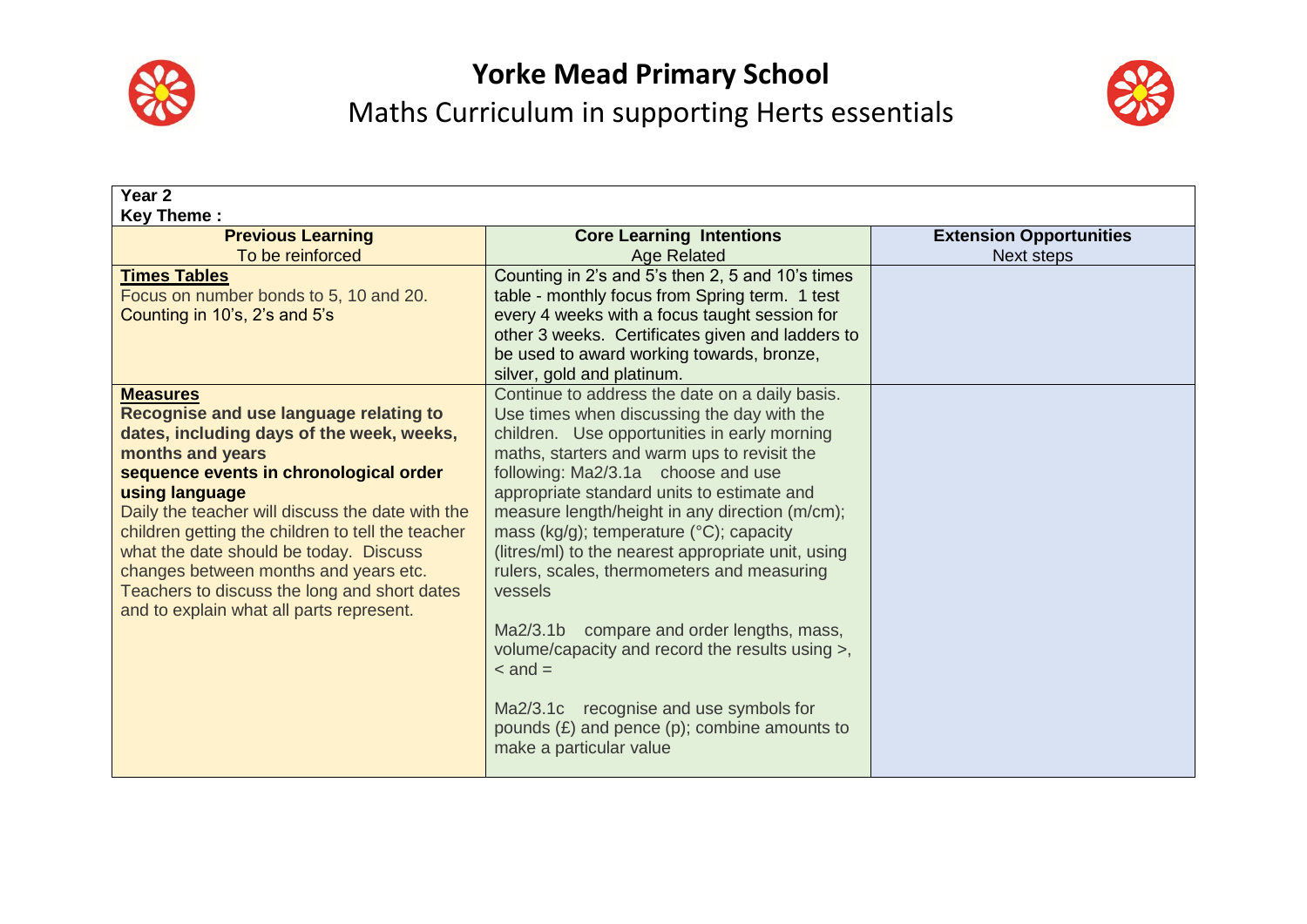# Yorke Mead Primary School

## Maths Curriculum in supporting Herts essentials

| Year 2<br>Key Theme : | | |
|---|---|---|
| **Previous Learning**<br>To be reinforced | **Core Learning Intentions**<br>Age Related | **Extension Opportunities**<br>Next steps |
| **Times Tables**<br>Focus on number bonds to 5, 10 and 20.<br>Counting in 10's, 2's and 5's | Counting in 2's and 5's then 2, 5 and 10's times table - monthly focus from Spring term. 1 test every 4 weeks with a focus taught session for other 3 weeks. Certificates given and ladders to be used to award working towards, bronze, silver, gold and platinum. | |
| **Measures**<br>**Recognise and use language relating to dates, including days of the week, weeks, months and years**<br>**sequence events in chronological order using language**<br>Daily the teacher will discuss the date with the children getting the children to tell the teacher what the date should be today. Discuss changes between months and years etc. Teachers to discuss the long and short dates and to explain what all parts represent. | Continue to address the date on a daily basis. Use times when discussing the day with the children. Use opportunities in early morning maths, starters and warm ups to revisit the following: Ma2/3.1a choose and use appropriate standard units to estimate and measure length/height in any direction (m/cm); mass (kg/g); temperature (°C); capacity (litres/ml) to the nearest appropriate unit, using rulers, scales, thermometers and measuring vessels<br><br>Ma2/3.1b compare and order lengths, mass, volume/capacity and record the results using >, < and =<br><br>Ma2/3.1c recognise and use symbols for pounds (£) and pence (p); combine amounts to make a particular value | |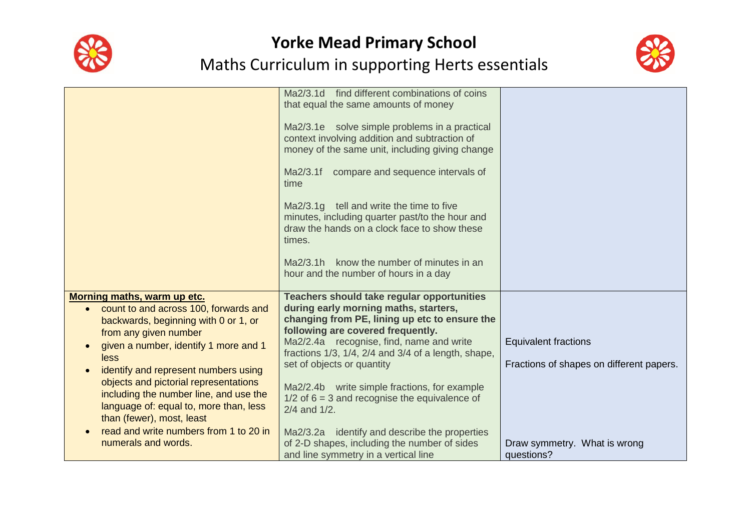# Yorke Mead Primary School

## Maths Curriculum in supporting Herts essentials

| | | |
|---|---|---|
| | Ma2/3.1d find different combinations of coins that equal the same amounts of money<br><br>Ma2/3.1e solve simple problems in a practical context involving addition and subtraction of money of the same unit, including giving change<br><br>Ma2/3.1f compare and sequence intervals of time<br><br>Ma2/3.1g tell and write the time to five minutes, including quarter past/to the hour and draw the hands on a clock face to show these times.<br><br>Ma2/3.1h know the number of minutes in an hour and the number of hours in a day | |
| **Morning maths, warm up etc.**<br>• count to and across 100, forwards and backwards, beginning with 0 or 1, or from any given number<br>• given a number, identify 1 more and 1 less<br>• identify and represent numbers using objects and pictorial representations including the number line, and use the language of: equal to, more than, less than (fewer), most, least<br>• read and write numbers from 1 to 20 in numerals and words. | **Teachers should take regular opportunities during early morning maths, starters, changing from PE, lining up etc to ensure the following are covered frequently.**<br>Ma2/2.4a recognise, find, name and write fractions 1/3, 1/4, 2/4 and 3/4 of a length, shape, set of objects or quantity<br><br>Ma2/2.4b write simple fractions, for example 1/2 of 6 = 3 and recognise the equivalence of 2/4 and 1/2.<br><br>Ma2/3.2a identify and describe the properties of 2-D shapes, including the number of sides and line symmetry in a vertical line | Equivalent fractions<br><br>Fractions of shapes on different papers.<br><br>Draw symmetry. What is wrong questions? |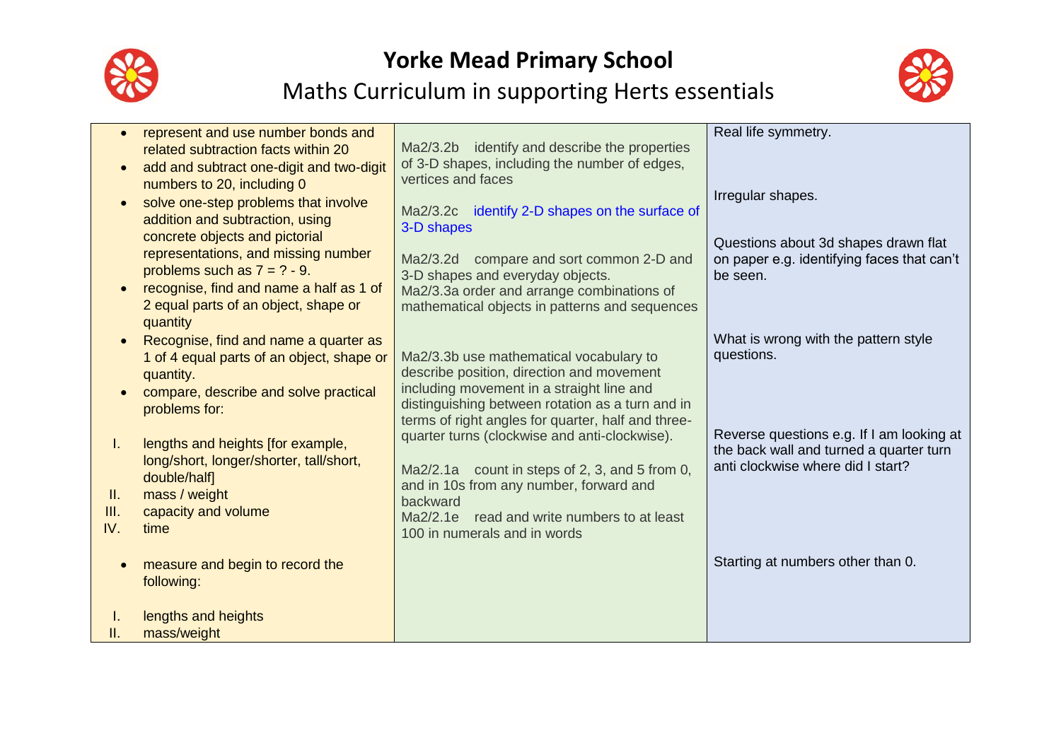# Yorke Mead Primary School

## Maths Curriculum in supporting Herts essentials

| | | |
|---|---|---|
| • represent and use number bonds and related subtraction facts within 20<br>• add and subtract one-digit and two-digit numbers to 20, including 0<br>• solve one-step problems that involve addition and subtraction, using concrete objects and pictorial representations, and missing number problems such as 7 = ? - 9.<br>• recognise, find and name a half as 1 of 2 equal parts of an object, shape or quantity<br>• Recognise, find and name a quarter as 1 of 4 equal parts of an object, shape or quantity.<br>• compare, describe and solve practical problems for:<br>I. lengths and heights [for example, long/short, longer/shorter, tall/short, double/half]<br>II. mass / weight<br>III. capacity and volume<br>IV. time<br>• measure and begin to record the following:<br>I. lengths and heights<br>II. mass/weight | Ma2/3.2b identify and describe the properties of 3-D shapes, including the number of edges, vertices and faces<br><br>Ma2/3.2c identify 2-D shapes on the surface of 3-D shapes<br><br>Ma2/3.2d compare and sort common 2-D and 3-D shapes and everyday objects.<br>Ma2/3.3a order and arrange combinations of mathematical objects in patterns and sequences<br><br>Ma2/3.3b use mathematical vocabulary to describe position, direction and movement including movement in a straight line and distinguishing between rotation as a turn and in terms of right angles for quarter, half and three-quarter turns (clockwise and anti-clockwise).<br><br>Ma2/2.1a count in steps of 2, 3, and 5 from 0, and in 10s from any number, forward and backward<br>Ma2/2.1e read and write numbers to at least 100 in numerals and in words | Real life symmetry.<br><br>Irregular shapes.<br><br>Questions about 3d shapes drawn flat on paper e.g. identifying faces that can't be seen.<br><br>What is wrong with the pattern style questions.<br><br>Reverse questions e.g. If I am looking at the back wall and turned a quarter turn anti clockwise where did I start?<br><br>Starting at numbers other than 0. |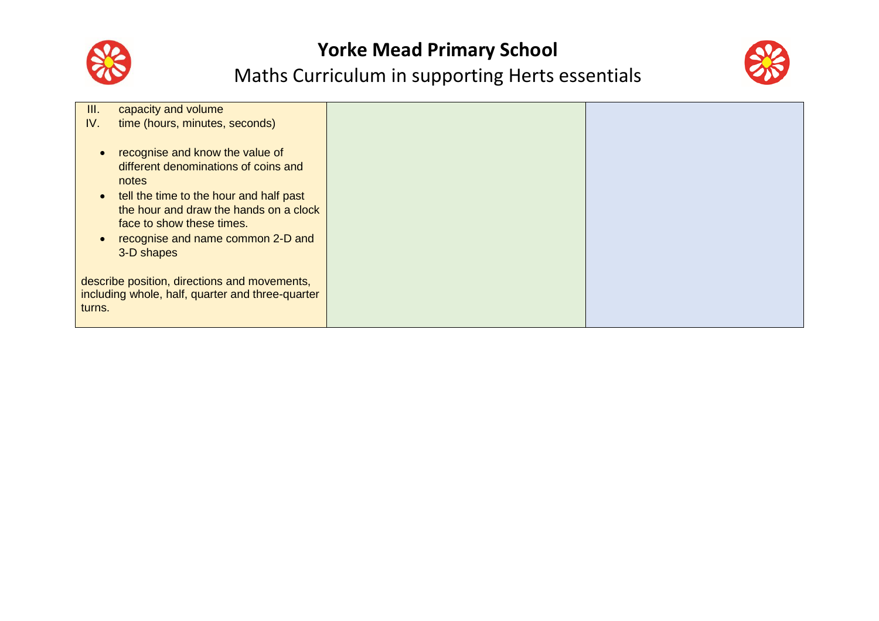# Yorke Mead Primary School

## Maths Curriculum in supporting Herts essentials

| | | |
|---|---|---|
| III. capacity and volume<br>IV. time (hours, minutes, seconds)<br><br>• recognise and know the value of different denominations of coins and notes<br>• tell the time to the hour and half past the hour and draw the hands on a clock face to show these times.<br>• recognise and name common 2-D and 3-D shapes<br><br>describe position, directions and movements, including whole, half, quarter and three-quarter turns. | | |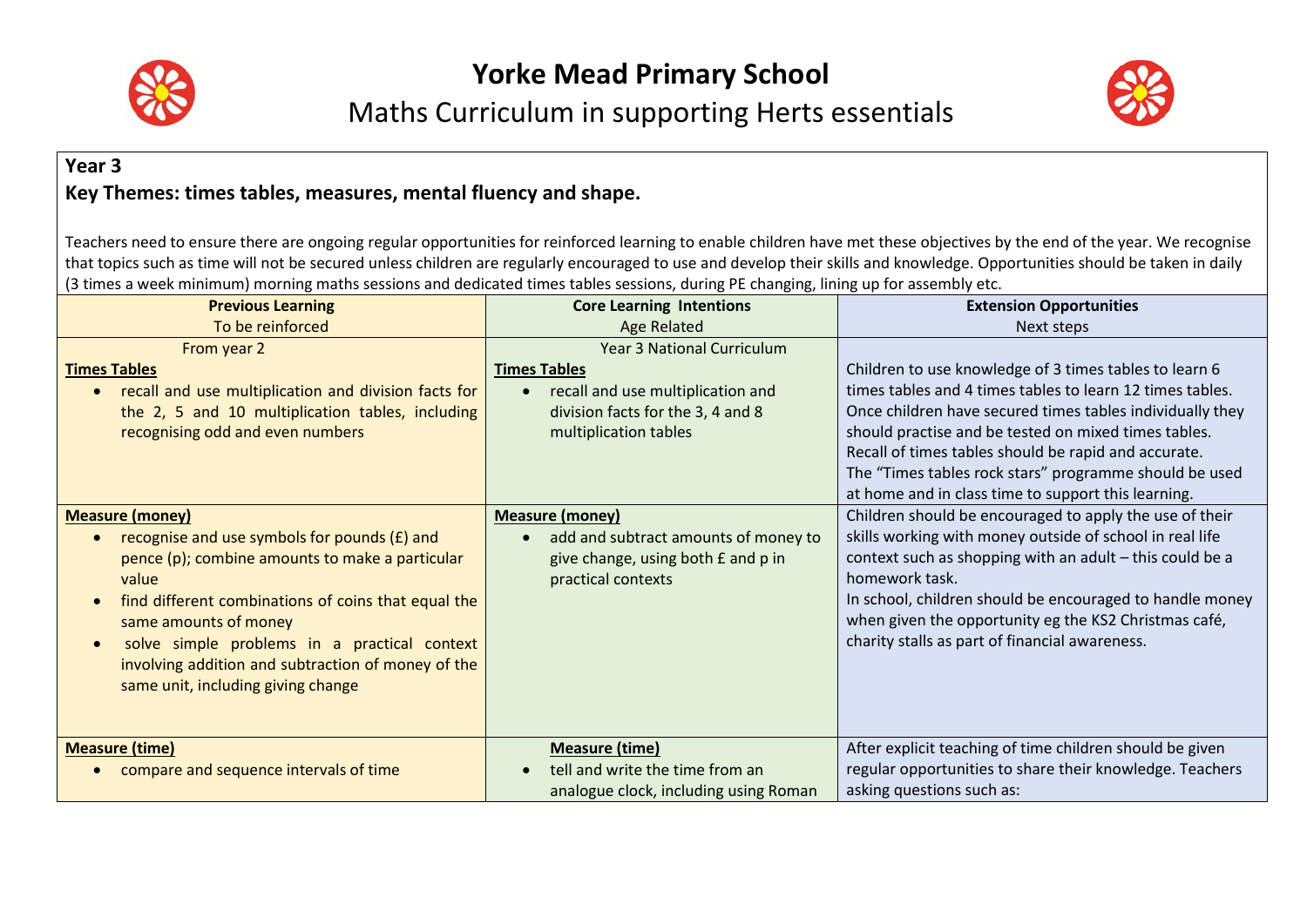# Yorke Mead Primary School

## Maths Curriculum in supporting Herts essentials

**Year 3**

**Key Themes: times tables, measures, mental fluency and shape.**

Teachers need to ensure there are ongoing regular opportunities for reinforced learning to enable children have met these objectives by the end of the year. We recognise that topics such as time will not be secured unless children are regularly encouraged to use and develop their skills and knowledge. Opportunities should be taken in daily (3 times a week minimum) morning maths sessions and dedicated times tables sessions, during PE changing, lining up for assembly etc.

| **Previous Learning**<br>To be reinforced | **Core Learning Intentions**<br>Age Related | **Extension Opportunities**<br>Next steps |
|---|---|---|
| From year 2<br>**Times Tables**<br>• recall and use multiplication and division facts for the 2, 5 and 10 multiplication tables, including recognising odd and even numbers | Year 3 National Curriculum<br>**Times Tables**<br>• recall and use multiplication and division facts for the 3, 4 and 8 multiplication tables | Children to use knowledge of 3 times tables to learn 6 times tables and 4 times tables to learn 12 times tables. Once children have secured times tables individually they should practise and be tested on mixed times tables. Recall of times tables should be rapid and accurate. The "Times tables rock stars" programme should be used at home and in class time to support this learning. |
| **Measure (money)**<br>• recognise and use symbols for pounds (£) and pence (p); combine amounts to make a particular value<br>• find different combinations of coins that equal the same amounts of money<br>• solve simple problems in a practical context involving addition and subtraction of money of the same unit, including giving change | **Measure (money)**<br>• add and subtract amounts of money to give change, using both £ and p in practical contexts | Children should be encouraged to apply the use of their skills working with money outside of school in real life context such as shopping with an adult – this could be a homework task.<br>In school, children should be encouraged to handle money when given the opportunity eg the KS2 Christmas café, charity stalls as part of financial awareness. |
| **Measure (time)**<br>• compare and sequence intervals of time | **Measure (time)**<br>• tell and write the time from an analogue clock, including using Roman | After explicit teaching of time children should be given regular opportunities to share their knowledge. Teachers asking questions such as: |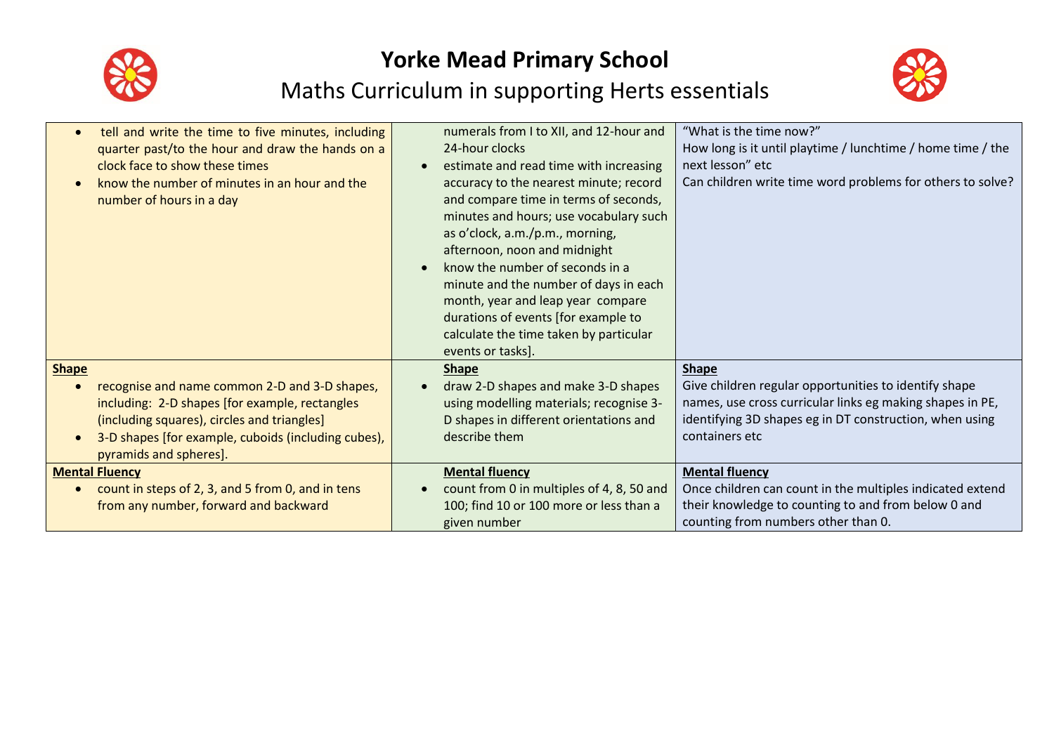# Yorke Mead Primary School

## Maths Curriculum in supporting Herts essentials

| | | |
|---|---|---|
| • tell and write the time to five minutes, including quarter past/to the hour and draw the hands on a clock face to show these times<br>• know the number of minutes in an hour and the number of hours in a day | numerals from I to XII, and 12-hour and 24-hour clocks<br>• estimate and read time with increasing accuracy to the nearest minute; record and compare time in terms of seconds, minutes and hours; use vocabulary such as o'clock, a.m./p.m., morning, afternoon, noon and midnight<br>• know the number of seconds in a minute and the number of days in each month, year and leap year compare durations of events [for example to calculate the time taken by particular events or tasks]. | "What is the time now?"<br>How long is it until playtime / lunchtime / home time / the next lesson" etc<br>Can children write time word problems for others to solve? |
| **Shape**<br>• recognise and name common 2-D and 3-D shapes, including: 2-D shapes [for example, rectangles (including squares), circles and triangles]<br>• 3-D shapes [for example, cuboids (including cubes), pyramids and spheres]. | **Shape**<br>• draw 2-D shapes and make 3-D shapes using modelling materials; recognise 3-D shapes in different orientations and describe them | **Shape**<br>Give children regular opportunities to identify shape names, use cross curricular links eg making shapes in PE, identifying 3D shapes eg in DT construction, when using containers etc |
| **Mental Fluency**<br>• count in steps of 2, 3, and 5 from 0, and in tens from any number, forward and backward | **Mental fluency**<br>• count from 0 in multiples of 4, 8, 50 and 100; find 10 or 100 more or less than a given number | **Mental fluency**<br>Once children can count in the multiples indicated extend their knowledge to counting to and from below 0 and counting from numbers other than 0. |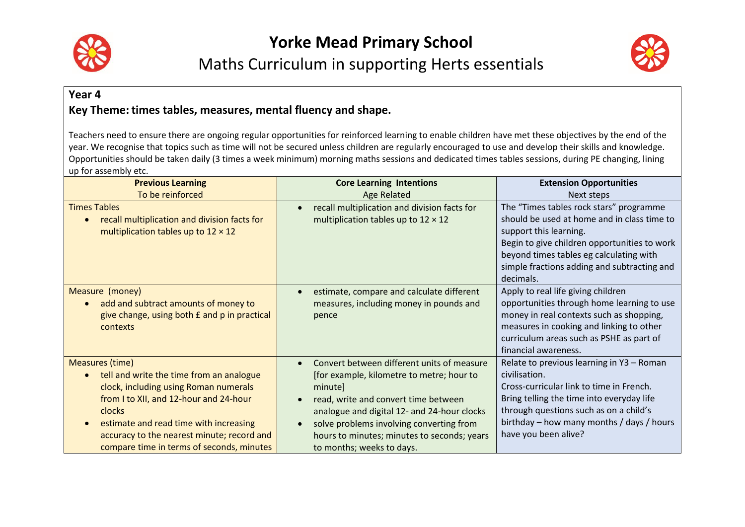# Yorke Mead Primary School

## Maths Curriculum in supporting Herts essentials

**Year 4**

**Key Theme: times tables, measures, mental fluency and shape.**

Teachers need to ensure there are ongoing regular opportunities for reinforced learning to enable children have met these objectives by the end of the year. We recognise that topics such as time will not be secured unless children are regularly encouraged to use and develop their skills and knowledge. Opportunities should be taken daily (3 times a week minimum) morning maths sessions and dedicated times tables sessions, during PE changing, lining up for assembly etc.

| **Previous Learning**<br>To be reinforced | **Core Learning Intentions**<br>Age Related | **Extension Opportunities**<br>Next steps |
|---|---|---|
| Times Tables<br>• recall multiplication and division facts for multiplication tables up to 12 × 12 | • recall multiplication and division facts for multiplication tables up to 12 × 12 | The "Times tables rock stars" programme should be used at home and in class time to support this learning.<br>Begin to give children opportunities to work beyond times tables eg calculating with simple fractions adding and subtracting and decimals. |
| Measure (money)<br>• add and subtract amounts of money to give change, using both £ and p in practical contexts | • estimate, compare and calculate different measures, including money in pounds and pence | Apply to real life giving children opportunities through home learning to use money in real contexts such as shopping, measures in cooking and linking to other curriculum areas such as PSHE as part of financial awareness. |
| Measures (time)<br>• tell and write the time from an analogue clock, including using Roman numerals from I to XII, and 12-hour and 24-hour clocks<br>• estimate and read time with increasing accuracy to the nearest minute; record and compare time in terms of seconds, minutes | • Convert between different units of measure [for example, kilometre to metre; hour to minute]<br>• read, write and convert time between analogue and digital 12- and 24-hour clocks<br>• solve problems involving converting from hours to minutes; minutes to seconds; years to months; weeks to days. | Relate to previous learning in Y3 – Roman civilisation.<br>Cross-curricular link to time in French.<br>Bring telling the time into everyday life through questions such as on a child's birthday – how many months / days / hours have you been alive? |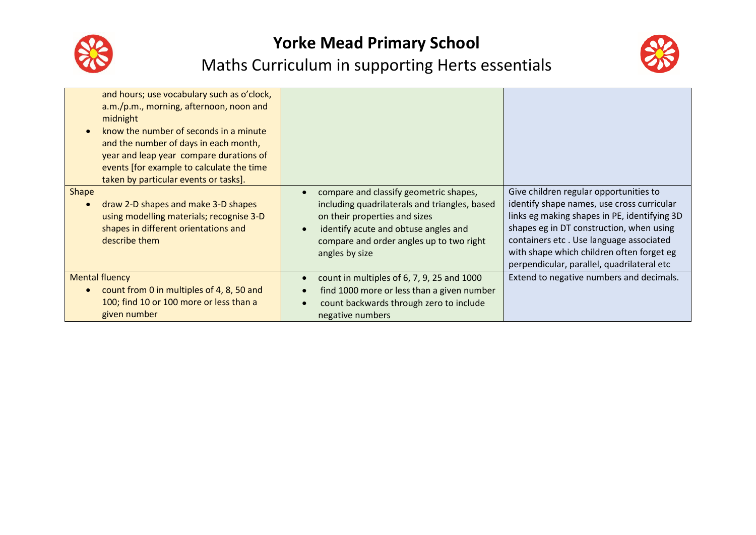| | | |
|---|---|---|
| and hours; use vocabulary such as o'clock, a.m./p.m., morning, afternoon, noon and midnight<br>• know the number of seconds in a minute and the number of days in each month, year and leap year compare durations of events [for example to calculate the time taken by particular events or tasks]. | | |
| Shape<br>• draw 2-D shapes and make 3-D shapes using modelling materials; recognise 3-D shapes in different orientations and describe them | • compare and classify geometric shapes, including quadrilaterals and triangles, based on their properties and sizes<br>• identify acute and obtuse angles and compare and order angles up to two right angles by size | Give children regular opportunities to identify shape names, use cross curricular links eg making shapes in PE, identifying 3D shapes eg in DT construction, when using containers etc . Use language associated with shape which children often forget eg perpendicular, parallel, quadrilateral etc |
| Mental fluency<br>• count from 0 in multiples of 4, 8, 50 and 100; find 10 or 100 more or less than a given number | • count in multiples of 6, 7, 9, 25 and 1000<br>• find 1000 more or less than a given number<br>• count backwards through zero to include negative numbers | Extend to negative numbers and decimals. |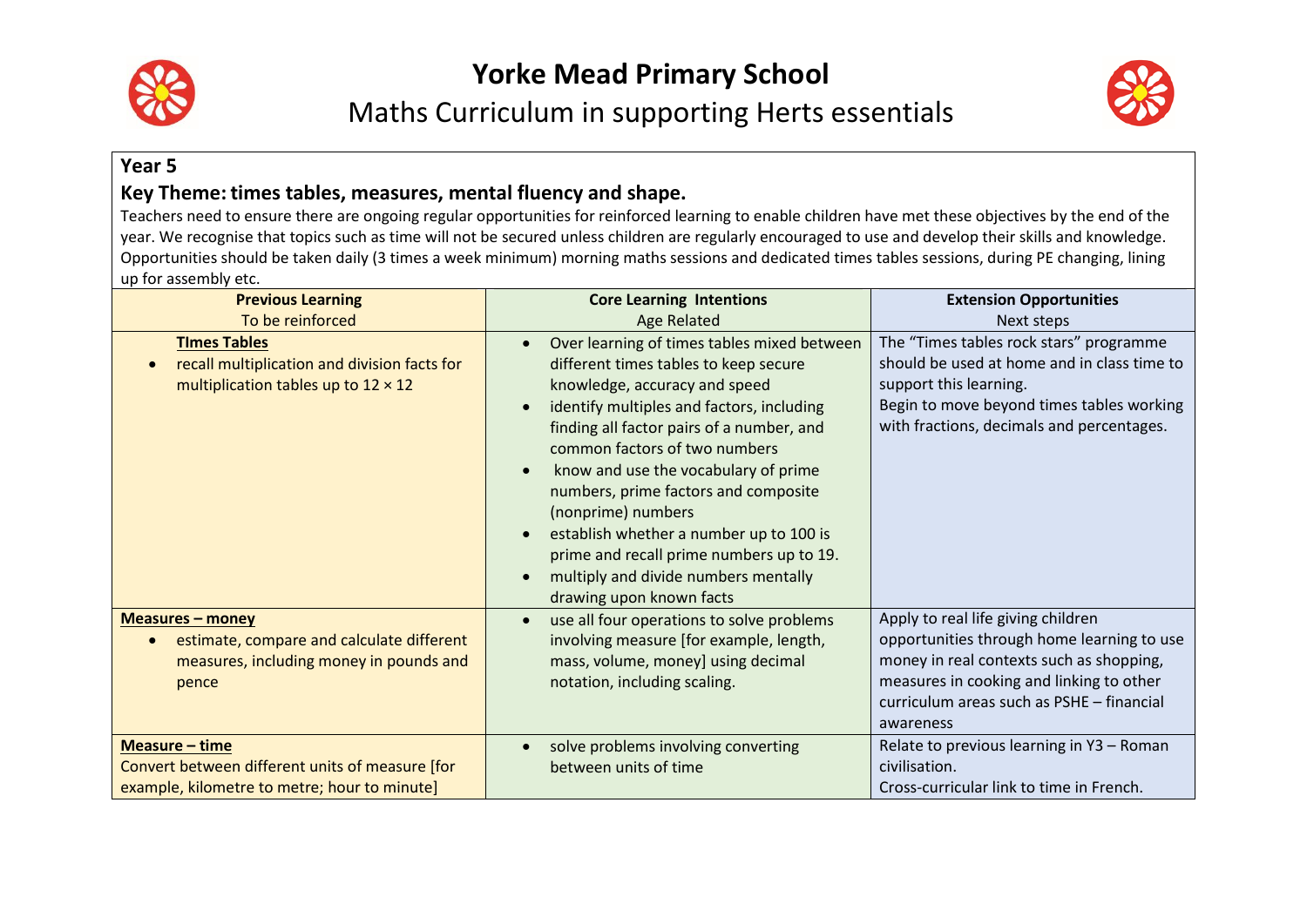# Yorke Mead Primary School

## Maths Curriculum in supporting Herts essentials

### Year 5

### Key Theme: times tables, measures, mental fluency and shape.

Teachers need to ensure there are ongoing regular opportunities for reinforced learning to enable children have met these objectives by the end of the year. We recognise that topics such as time will not be secured unless children are regularly encouraged to use and develop their skills and knowledge. Opportunities should be taken daily (3 times a week minimum) morning maths sessions and dedicated times tables sessions, during PE changing, lining up for assembly etc.

| **Previous Learning**<br>To be reinforced | **Core Learning Intentions**<br>Age Related | **Extension Opportunities**<br>Next steps |
|---|---|---|
| **TImes Tables**<br>• recall multiplication and division facts for multiplication tables up to 12 × 12 | • Over learning of times tables mixed between different times tables to keep secure knowledge, accuracy and speed<br>• identify multiples and factors, including finding all factor pairs of a number, and common factors of two numbers<br>• know and use the vocabulary of prime numbers, prime factors and composite (nonprime) numbers<br>• establish whether a number up to 100 is prime and recall prime numbers up to 19.<br>• multiply and divide numbers mentally drawing upon known facts | The "Times tables rock stars" programme should be used at home and in class time to support this learning.<br>Begin to move beyond times tables working with fractions, decimals and percentages. |
| **Measures – money**<br>• estimate, compare and calculate different measures, including money in pounds and pence | • use all four operations to solve problems involving measure [for example, length, mass, volume, money] using decimal notation, including scaling. | Apply to real life giving children opportunities through home learning to use money in real contexts such as shopping, measures in cooking and linking to other curriculum areas such as PSHE – financial awareness |
| **Measure – time**<br>Convert between different units of measure [for example, kilometre to metre; hour to minute] | • solve problems involving converting between units of time | Relate to previous learning in Y3 – Roman civilisation.<br>Cross-curricular link to time in French. |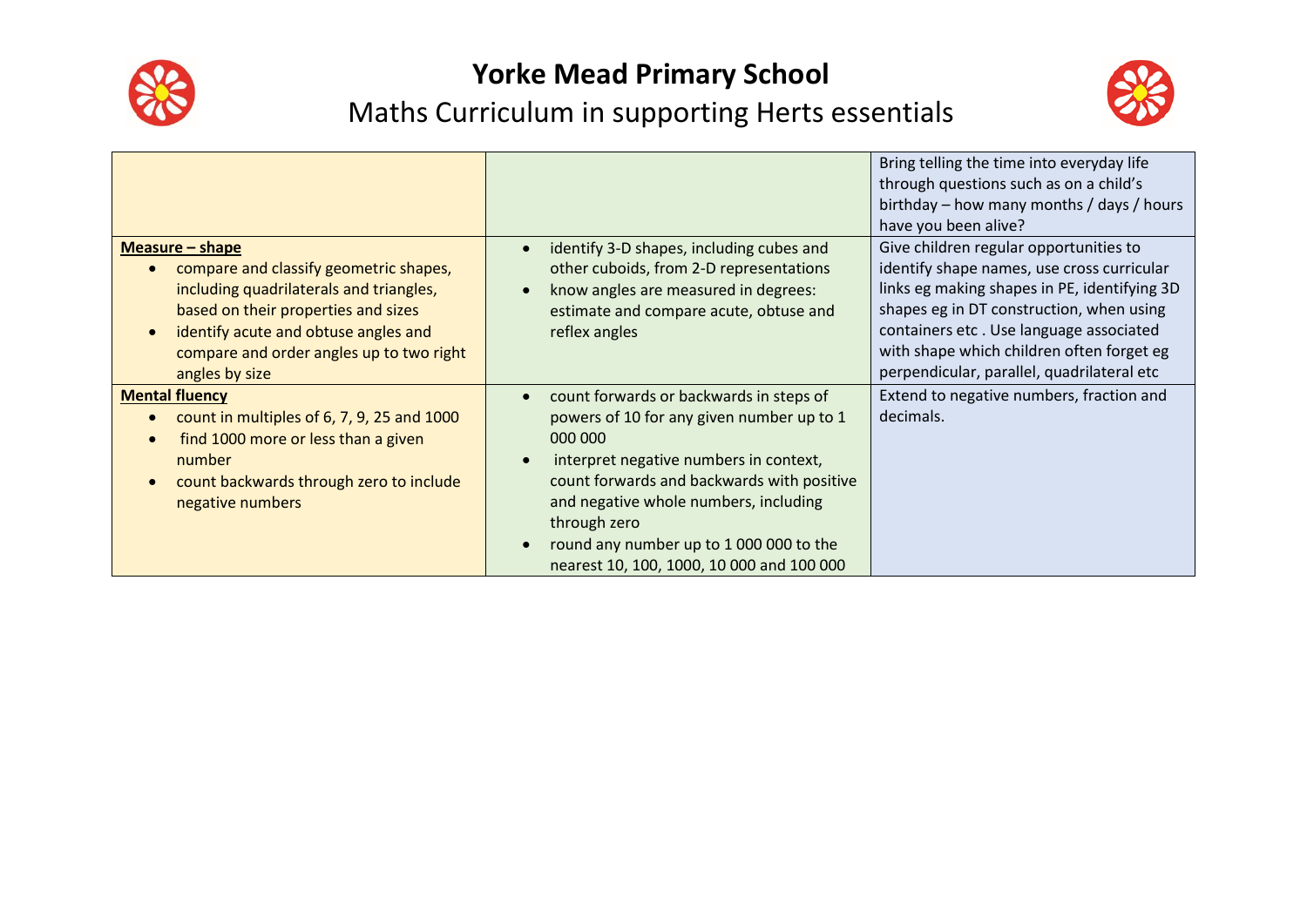# Yorke Mead Primary School

## Maths Curriculum in supporting Herts essentials

| | | |
|---|---|---|
| | | Bring telling the time into everyday life through questions such as on a child's birthday – how many months / days / hours have you been alive? |
| **Measure – shape**<br>• compare and classify geometric shapes, including quadrilaterals and triangles, based on their properties and sizes<br>• identify acute and obtuse angles and compare and order angles up to two right angles by size | • identify 3-D shapes, including cubes and other cuboids, from 2-D representations<br>• know angles are measured in degrees: estimate and compare acute, obtuse and reflex angles | Give children regular opportunities to identify shape names, use cross curricular links eg making shapes in PE, identifying 3D shapes eg in DT construction, when using containers etc . Use language associated with shape which children often forget eg perpendicular, parallel, quadrilateral etc |
| **Mental fluency**<br>• count in multiples of 6, 7, 9, 25 and 1000<br>• find 1000 more or less than a given number<br>• count backwards through zero to include negative numbers | • count forwards or backwards in steps of powers of 10 for any given number up to 1 000 000<br>• interpret negative numbers in context, count forwards and backwards with positive and negative whole numbers, including through zero<br>• round any number up to 1 000 000 to the nearest 10, 100, 1000, 10 000 and 100 000 | Extend to negative numbers, fraction and decimals. |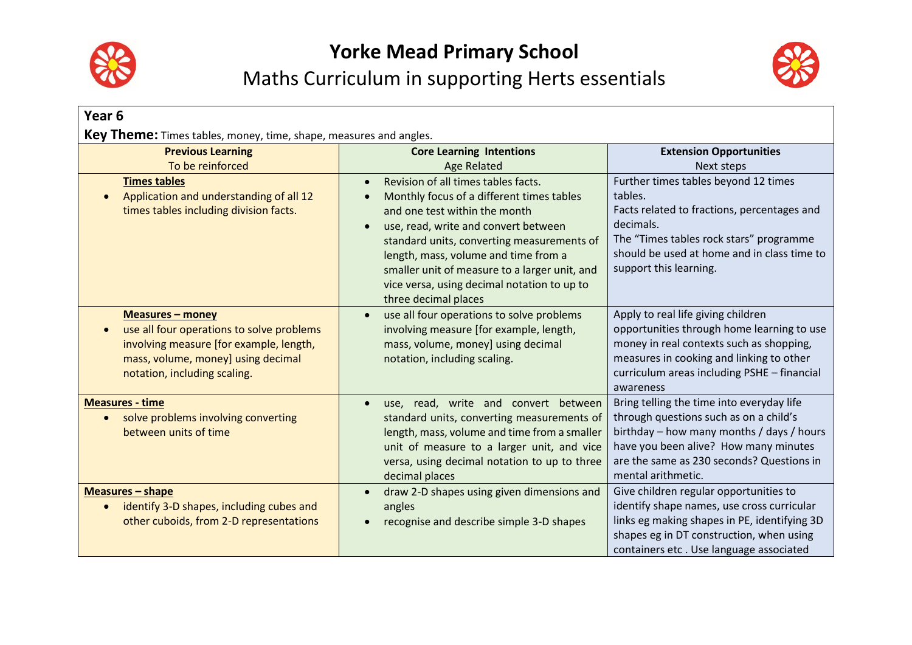# Yorke Mead Primary School

## Maths Curriculum in supporting Herts essentials

**Year 6**

**Key Theme:** Times tables, money, time, shape, measures and angles.

| **Previous Learning**<br>To be reinforced | **Core Learning Intentions**<br>Age Related | **Extension Opportunities**<br>Next steps |
|---|---|---|
| **Times tables**<br>• Application and understanding of all 12 times tables including division facts. | • Revision of all times tables facts.<br>• Monthly focus of a different times tables and one test within the month<br>• use, read, write and convert between standard units, converting measurements of length, mass, volume and time from a smaller unit of measure to a larger unit, and vice versa, using decimal notation to up to three decimal places | Further times tables beyond 12 times tables.<br>Facts related to fractions, percentages and decimals.<br>The "Times tables rock stars" programme should be used at home and in class time to support this learning. |
| **Measures – money**<br>• use all four operations to solve problems involving measure [for example, length, mass, volume, money] using decimal notation, including scaling. | • use all four operations to solve problems involving measure [for example, length, mass, volume, money] using decimal notation, including scaling. | Apply to real life giving children opportunities through home learning to use money in real contexts such as shopping, measures in cooking and linking to other curriculum areas including PSHE – financial awareness |
| **Measures - time**<br>• solve problems involving converting between units of time | • use, read, write and convert between standard units, converting measurements of length, mass, volume and time from a smaller unit of measure to a larger unit, and vice versa, using decimal notation to up to three decimal places | Bring telling the time into everyday life through questions such as on a child's birthday – how many months / days / hours have you been alive? How many minutes are the same as 230 seconds? Questions in mental arithmetic. |
| **Measures – shape**<br>• identify 3-D shapes, including cubes and other cuboids, from 2-D representations | • draw 2-D shapes using given dimensions and angles<br>• recognise and describe simple 3-D shapes | Give children regular opportunities to identify shape names, use cross curricular links eg making shapes in PE, identifying 3D shapes eg in DT construction, when using containers etc . Use language associated |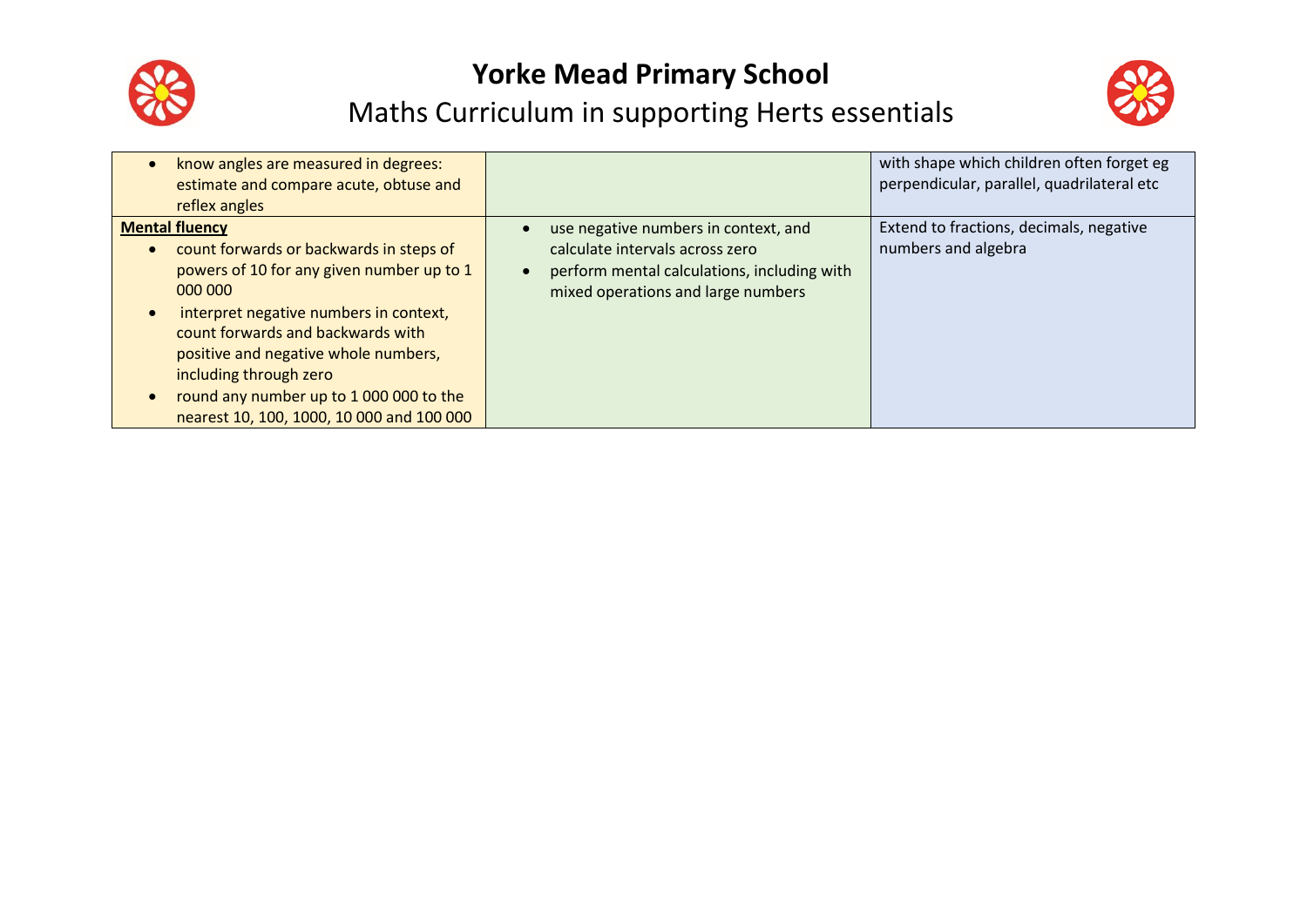# Yorke Mead Primary School

## Maths Curriculum in supporting Herts essentials

| | | |
|---|---|---|
| • know angles are measured in degrees: estimate and compare acute, obtuse and reflex angles | | with shape which children often forget eg perpendicular, parallel, quadrilateral etc |
| **Mental fluency**<br>• count forwards or backwards in steps of powers of 10 for any given number up to 1 000 000<br>• interpret negative numbers in context, count forwards and backwards with positive and negative whole numbers, including through zero<br>• round any number up to 1 000 000 to the nearest 10, 100, 1000, 10 000 and 100 000 | • use negative numbers in context, and calculate intervals across zero<br>• perform mental calculations, including with mixed operations and large numbers | Extend to fractions, decimals, negative numbers and algebra |